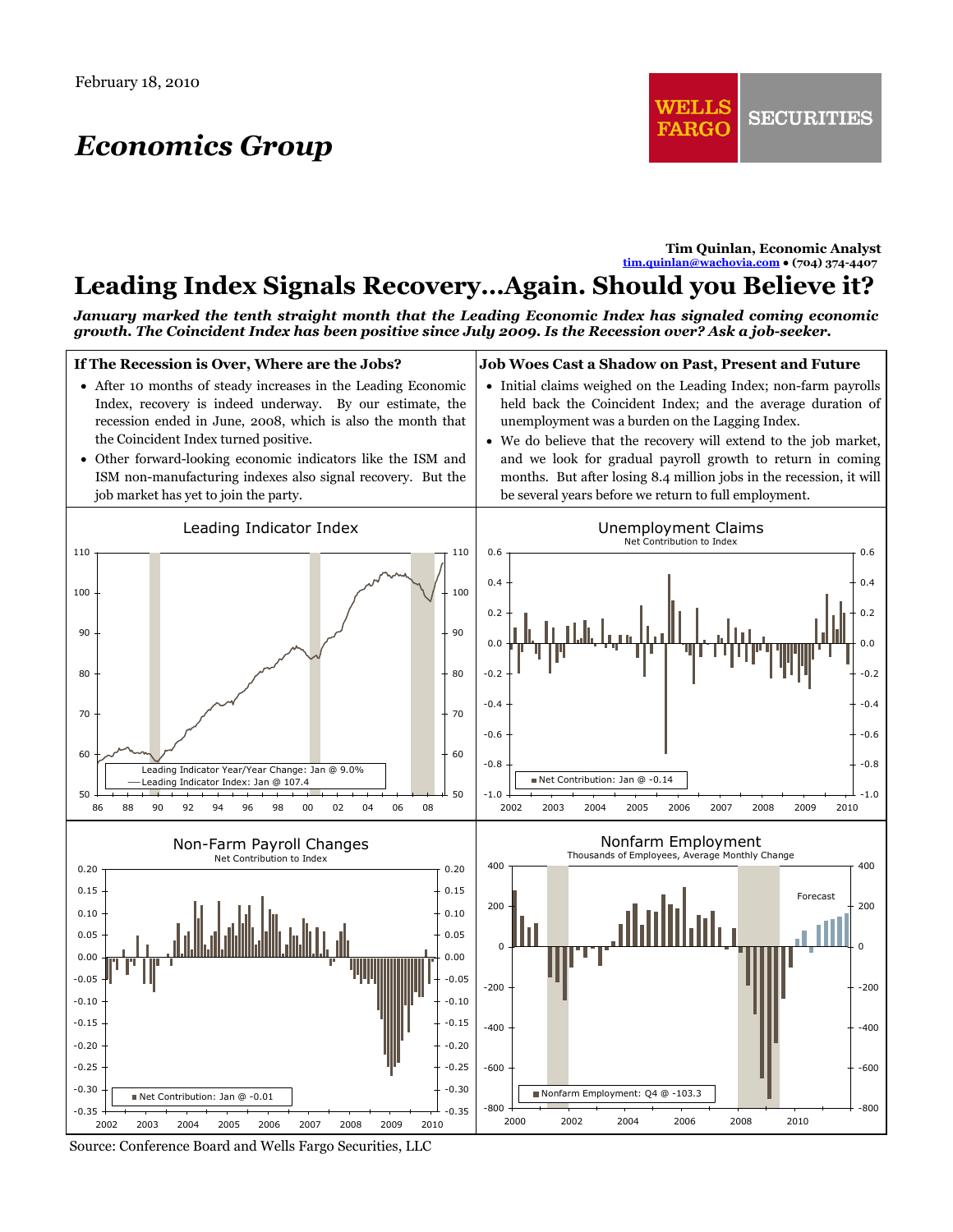February 18, 2010

# Economics Group

**Tim Quinlan, Economic Analyst**
tim.quinlan@wachovia.com • (704) 374-4407

# Leading Index Signals Recovery...Again. Should you Believe it?

***January marked the tenth straight month that the Leading Economic Index has signaled coming economic growth. The Coincident Index has been positive since July 2009. Is the Recession over? Ask a job-seeker.***

## If The Recession is Over, Where are the Jobs?

- After 10 months of steady increases in the Leading Economic Index, recovery is indeed underway. By our estimate, the recession ended in June, 2008, which is also the month that the Coincident Index turned positive.
- Other forward-looking economic indicators like the ISM and ISM non-manufacturing indexes also signal recovery. But the job market has yet to join the party.

## Job Woes Cast a Shadow on Past, Present and Future

- Initial claims weighed on the Leading Index; non-farm payrolls held back the Coincident Index; and the average duration of unemployment was a burden on the Lagging Index.
- We do believe that the recovery will extend to the job market, and we look for gradual payroll growth to return in coming months. But after losing 8.4 million jobs in the recession, it will be several years before we return to full employment.

**Leading Indicator Index**
Leading Indicator Year/Year Change: Jan @ 9.0%
Leading Indicator Index: Jan @ 107.4

**Unemployment Claims**
Net Contribution to Index
Net Contribution: Jan @ -0.14

**Non-Farm Payroll Changes**
Net Contribution to Index
Net Contribution: Jan @ -0.01

**Nonfarm Employment**
Thousands of Employees, Average Monthly Change
Nonfarm Employment: Q4 @ -103.3
Forecast

Source: Conference Board and Wells Fargo Securities, LLC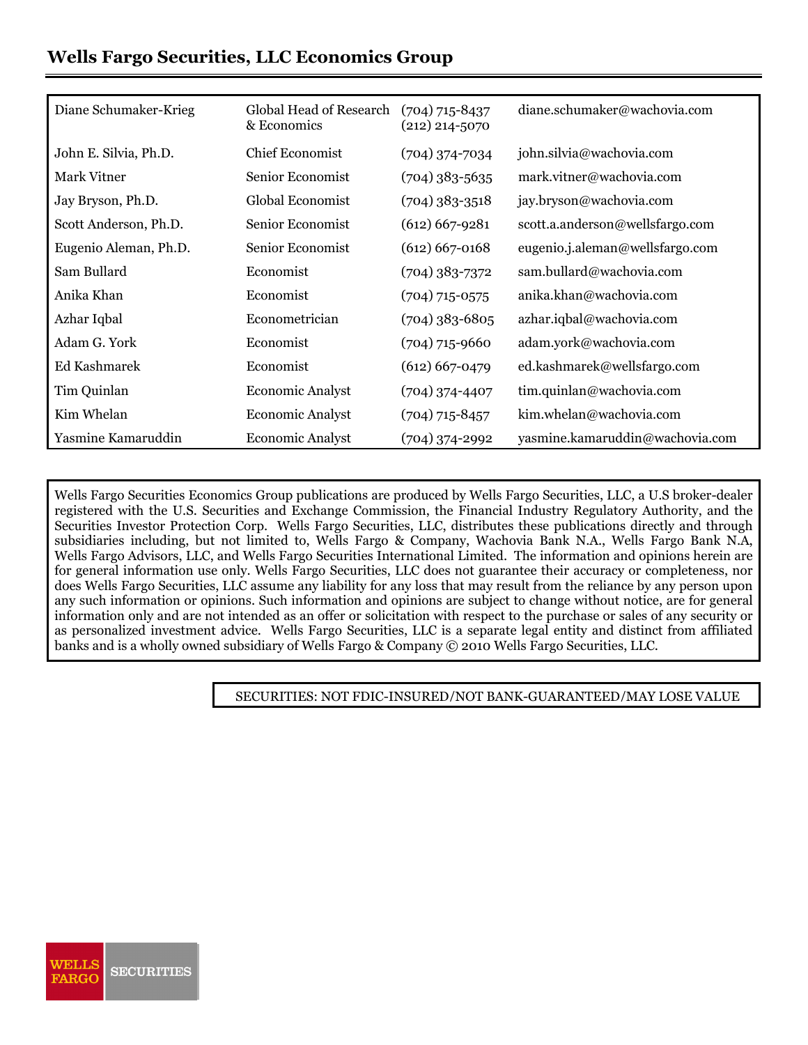## Wells Fargo Securities, LLC Economics Group

| | | | |
|---|---|---|---|
| Diane Schumaker-Krieg | Global Head of Research & Economics | (704) 715-8437<br>(212) 214-5070 | diane.schumaker@wachovia.com |
| John E. Silvia, Ph.D. | Chief Economist | (704) 374-7034 | john.silvia@wachovia.com |
| Mark Vitner | Senior Economist | (704) 383-5635 | mark.vitner@wachovia.com |
| Jay Bryson, Ph.D. | Global Economist | (704) 383-3518 | jay.bryson@wachovia.com |
| Scott Anderson, Ph.D. | Senior Economist | (612) 667-9281 | scott.a.anderson@wellsfargo.com |
| Eugenio Aleman, Ph.D. | Senior Economist | (612) 667-0168 | eugenio.j.aleman@wellsfargo.com |
| Sam Bullard | Economist | (704) 383-7372 | sam.bullard@wachovia.com |
| Anika Khan | Economist | (704) 715-0575 | anika.khan@wachovia.com |
| Azhar Iqbal | Econometrician | (704) 383-6805 | azhar.iqbal@wachovia.com |
| Adam G. York | Economist | (704) 715-9660 | adam.york@wachovia.com |
| Ed Kashmarek | Economist | (612) 667-0479 | ed.kashmarek@wellsfargo.com |
| Tim Quinlan | Economic Analyst | (704) 374-4407 | tim.quinlan@wachovia.com |
| Kim Whelan | Economic Analyst | (704) 715-8457 | kim.whelan@wachovia.com |
| Yasmine Kamaruddin | Economic Analyst | (704) 374-2992 | yasmine.kamaruddin@wachovia.com |

Wells Fargo Securities Economics Group publications are produced by Wells Fargo Securities, LLC, a U.S broker-dealer registered with the U.S. Securities and Exchange Commission, the Financial Industry Regulatory Authority, and the Securities Investor Protection Corp. Wells Fargo Securities, LLC, distributes these publications directly and through subsidiaries including, but not limited to, Wells Fargo & Company, Wachovia Bank N.A., Wells Fargo Bank N.A, Wells Fargo Advisors, LLC, and Wells Fargo Securities International Limited. The information and opinions herein are for general information use only. Wells Fargo Securities, LLC does not guarantee their accuracy or completeness, nor does Wells Fargo Securities, LLC assume any liability for any loss that may result from the reliance by any person upon any such information or opinions. Such information and opinions are subject to change without notice, are for general information only and are not intended as an offer or solicitation with respect to the purchase or sales of any security or as personalized investment advice. Wells Fargo Securities, LLC is a separate legal entity and distinct from affiliated banks and is a wholly owned subsidiary of Wells Fargo & Company © 2010 Wells Fargo Securities, LLC.

SECURITIES: NOT FDIC-INSURED/NOT BANK-GUARANTEED/MAY LOSE VALUE

WELLS FARGO SECURITIES